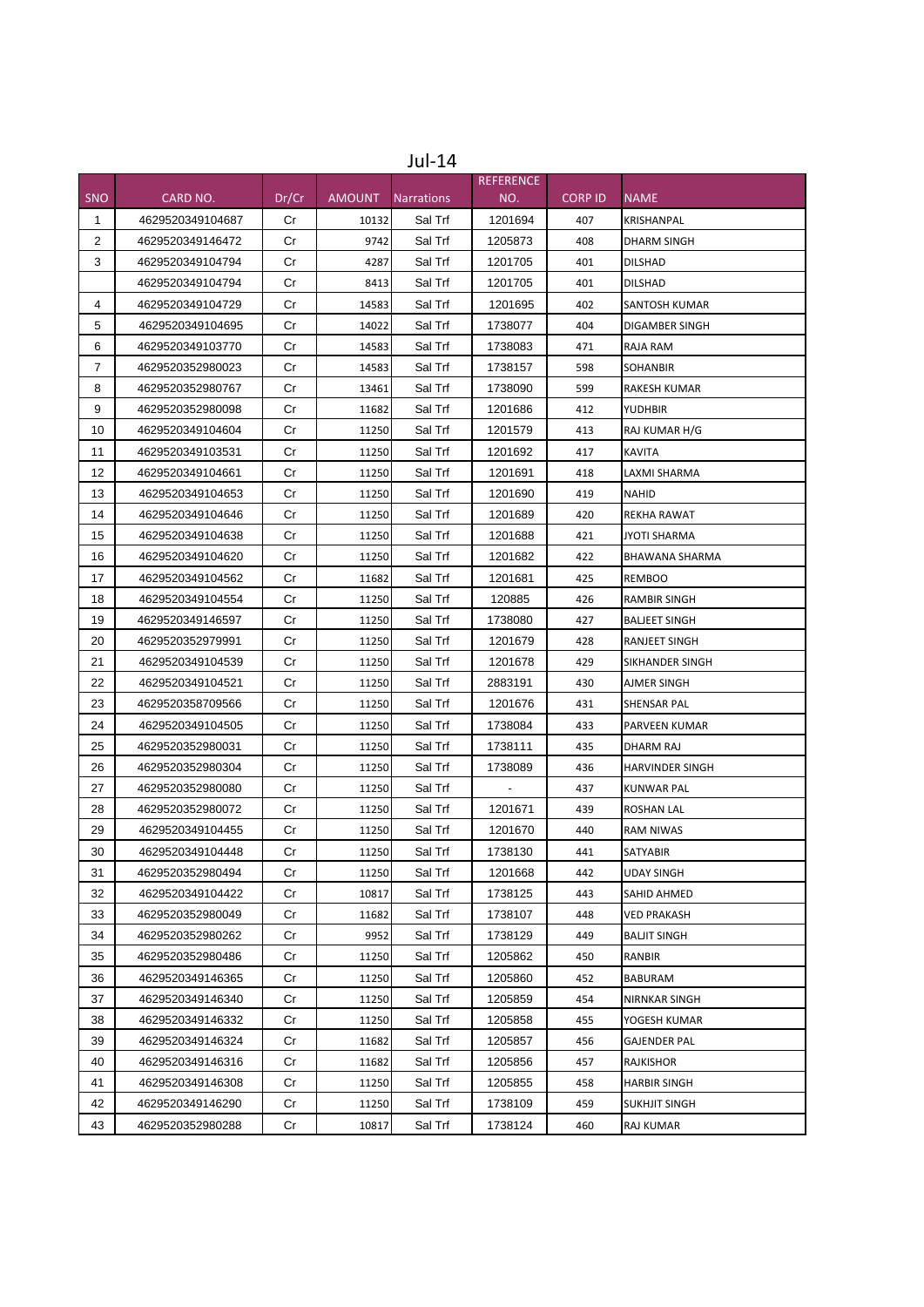# Jul-14

| SNO | CARD NO. | Dr/Cr | AMOUNT | Narrations | REFERENCE NO. | CORP ID | NAME |
|---|---|---|---|---|---|---|---|
| 1 | 4629520349104687 | Cr | 10132 | Sal Trf | 1201694 | 407 | KRISHANPAL |
| 2 | 4629520349146472 | Cr | 9742 | Sal Trf | 1205873 | 408 | DHARM SINGH |
| 3 | 4629520349104794 | Cr | 4287 | Sal Trf | 1201705 | 401 | DILSHAD |
| | 4629520349104794 | Cr | 8413 | Sal Trf | 1201705 | 401 | DILSHAD |
| 4 | 4629520349104729 | Cr | 14583 | Sal Trf | 1201695 | 402 | SANTOSH KUMAR |
| 5 | 4629520349104695 | Cr | 14022 | Sal Trf | 1738077 | 404 | DIGAMBER SINGH |
| 6 | 4629520349103770 | Cr | 14583 | Sal Trf | 1738083 | 471 | RAJA RAM |
| 7 | 4629520352980023 | Cr | 14583 | Sal Trf | 1738157 | 598 | SOHANBIR |
| 8 | 4629520352980767 | Cr | 13461 | Sal Trf | 1738090 | 599 | RAKESH KUMAR |
| 9 | 4629520352980098 | Cr | 11682 | Sal Trf | 1201686 | 412 | YUDHBIR |
| 10 | 4629520349104604 | Cr | 11250 | Sal Trf | 1201579 | 413 | RAJ KUMAR H/G |
| 11 | 4629520349103531 | Cr | 11250 | Sal Trf | 1201692 | 417 | KAVITA |
| 12 | 4629520349104661 | Cr | 11250 | Sal Trf | 1201691 | 418 | LAXMI SHARMA |
| 13 | 4629520349104653 | Cr | 11250 | Sal Trf | 1201690 | 419 | NAHID |
| 14 | 4629520349104646 | Cr | 11250 | Sal Trf | 1201689 | 420 | REKHA RAWAT |
| 15 | 4629520349104638 | Cr | 11250 | Sal Trf | 1201688 | 421 | JYOTI SHARMA |
| 16 | 4629520349104620 | Cr | 11250 | Sal Trf | 1201682 | 422 | BHAWANA SHARMA |
| 17 | 4629520349104562 | Cr | 11682 | Sal Trf | 1201681 | 425 | REMBOO |
| 18 | 4629520349104554 | Cr | 11250 | Sal Trf | 120885 | 426 | RAMBIR SINGH |
| 19 | 4629520349146597 | Cr | 11250 | Sal Trf | 1738080 | 427 | BALJEET SINGH |
| 20 | 4629520352979991 | Cr | 11250 | Sal Trf | 1201679 | 428 | RANJEET SINGH |
| 21 | 4629520349104539 | Cr | 11250 | Sal Trf | 1201678 | 429 | SIKHANDER SINGH |
| 22 | 4629520349104521 | Cr | 11250 | Sal Trf | 2883191 | 430 | AJMER SINGH |
| 23 | 4629520358709566 | Cr | 11250 | Sal Trf | 1201676 | 431 | SHENSAR PAL |
| 24 | 4629520349104505 | Cr | 11250 | Sal Trf | 1738084 | 433 | PARVEEN KUMAR |
| 25 | 4629520352980031 | Cr | 11250 | Sal Trf | 1738111 | 435 | DHARM RAJ |
| 26 | 4629520352980304 | Cr | 11250 | Sal Trf | 1738089 | 436 | HARVINDER SINGH |
| 27 | 4629520352980080 | Cr | 11250 | Sal Trf | - | 437 | KUNWAR PAL |
| 28 | 4629520352980072 | Cr | 11250 | Sal Trf | 1201671 | 439 | ROSHAN LAL |
| 29 | 4629520349104455 | Cr | 11250 | Sal Trf | 1201670 | 440 | RAM NIWAS |
| 30 | 4629520349104448 | Cr | 11250 | Sal Trf | 1738130 | 441 | SATYABIR |
| 31 | 4629520352980494 | Cr | 11250 | Sal Trf | 1201668 | 442 | UDAY SINGH |
| 32 | 4629520349104422 | Cr | 10817 | Sal Trf | 1738125 | 443 | SAHID AHMED |
| 33 | 4629520352980049 | Cr | 11682 | Sal Trf | 1738107 | 448 | VED PRAKASH |
| 34 | 4629520352980262 | Cr | 9952 | Sal Trf | 1738129 | 449 | BALJIT SINGH |
| 35 | 4629520352980486 | Cr | 11250 | Sal Trf | 1205862 | 450 | RANBIR |
| 36 | 4629520349146365 | Cr | 11250 | Sal Trf | 1205860 | 452 | BABURAM |
| 37 | 4629520349146340 | Cr | 11250 | Sal Trf | 1205859 | 454 | NIRNKAR SINGH |
| 38 | 4629520349146332 | Cr | 11250 | Sal Trf | 1205858 | 455 | YOGESH KUMAR |
| 39 | 4629520349146324 | Cr | 11682 | Sal Trf | 1205857 | 456 | GAJENDER PAL |
| 40 | 4629520349146316 | Cr | 11682 | Sal Trf | 1205856 | 457 | RAJKISHOR |
| 41 | 4629520349146308 | Cr | 11250 | Sal Trf | 1205855 | 458 | HARBIR SINGH |
| 42 | 4629520349146290 | Cr | 11250 | Sal Trf | 1738109 | 459 | SUKHJIT SINGH |
| 43 | 4629520352980288 | Cr | 10817 | Sal Trf | 1738124 | 460 | RAJ KUMAR |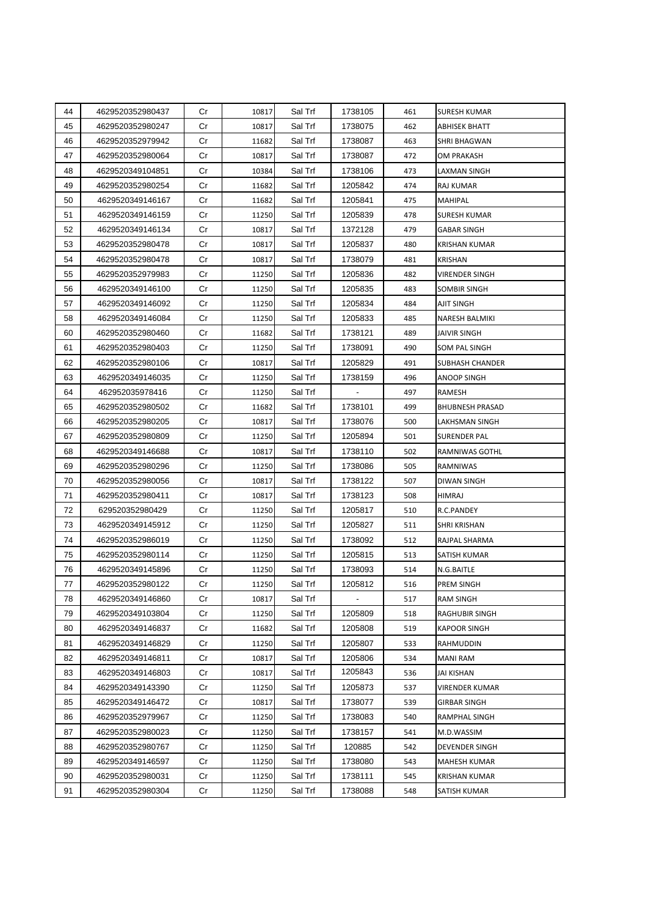| 44 | 4629520352980437 | Cr | 10817 | Sal Trf | 1738105 | 461 | SURESH KUMAR |
|---|---|---|---|---|---|---|---|
| 45 | 4629520352980247 | Cr | 10817 | Sal Trf | 1738075 | 462 | ABHISEK BHATT |
| 46 | 4629520352979942 | Cr | 11682 | Sal Trf | 1738087 | 463 | SHRI BHAGWAN |
| 47 | 4629520352980064 | Cr | 10817 | Sal Trf | 1738087 | 472 | OM PRAKASH |
| 48 | 4629520349104851 | Cr | 10384 | Sal Trf | 1738106 | 473 | LAXMAN SINGH |
| 49 | 4629520352980254 | Cr | 11682 | Sal Trf | 1205842 | 474 | RAJ KUMAR |
| 50 | 4629520349146167 | Cr | 11682 | Sal Trf | 1205841 | 475 | MAHIPAL |
| 51 | 4629520349146159 | Cr | 11250 | Sal Trf | 1205839 | 478 | SURESH KUMAR |
| 52 | 4629520349146134 | Cr | 10817 | Sal Trf | 1372128 | 479 | GABAR SINGH |
| 53 | 4629520352980478 | Cr | 10817 | Sal Trf | 1205837 | 480 | KRISHAN KUMAR |
| 54 | 4629520352980478 | Cr | 10817 | Sal Trf | 1738079 | 481 | KRISHAN |
| 55 | 4629520352979983 | Cr | 11250 | Sal Trf | 1205836 | 482 | VIRENDER SINGH |
| 56 | 4629520349146100 | Cr | 11250 | Sal Trf | 1205835 | 483 | SOMBIR SINGH |
| 57 | 4629520349146092 | Cr | 11250 | Sal Trf | 1205834 | 484 | AJIT SINGH |
| 58 | 4629520349146084 | Cr | 11250 | Sal Trf | 1205833 | 485 | NARESH BALMIKI |
| 60 | 4629520352980460 | Cr | 11682 | Sal Trf | 1738121 | 489 | JAIVIR SINGH |
| 61 | 4629520352980403 | Cr | 11250 | Sal Trf | 1738091 | 490 | SOM PAL SINGH |
| 62 | 4629520352980106 | Cr | 10817 | Sal Trf | 1205829 | 491 | SUBHASH CHANDER |
| 63 | 4629520349146035 | Cr | 11250 | Sal Trf | 1738159 | 496 | ANOOP SINGH |
| 64 | 462952035978416 | Cr | 11250 | Sal Trf | - | 497 | RAMESH |
| 65 | 4629520352980502 | Cr | 11682 | Sal Trf | 1738101 | 499 | BHUBNESH PRASAD |
| 66 | 4629520352980205 | Cr | 10817 | Sal Trf | 1738076 | 500 | LAKHSMAN SINGH |
| 67 | 4629520352980809 | Cr | 11250 | Sal Trf | 1205894 | 501 | SURENDER PAL |
| 68 | 4629520349146688 | Cr | 10817 | Sal Trf | 1738110 | 502 | RAMNIWAS GOTHL |
| 69 | 4629520352980296 | Cr | 11250 | Sal Trf | 1738086 | 505 | RAMNIWAS |
| 70 | 4629520352980056 | Cr | 10817 | Sal Trf | 1738122 | 507 | DIWAN SINGH |
| 71 | 4629520352980411 | Cr | 10817 | Sal Trf | 1738123 | 508 | HIMRAJ |
| 72 | 629520352980429 | Cr | 11250 | Sal Trf | 1205817 | 510 | R.C.PANDEY |
| 73 | 4629520349145912 | Cr | 11250 | Sal Trf | 1205827 | 511 | SHRI KRISHAN |
| 74 | 4629520352986019 | Cr | 11250 | Sal Trf | 1738092 | 512 | RAJPAL SHARMA |
| 75 | 4629520352980114 | Cr | 11250 | Sal Trf | 1205815 | 513 | SATISH KUMAR |
| 76 | 4629520349145896 | Cr | 11250 | Sal Trf | 1738093 | 514 | N.G.BAITLE |
| 77 | 4629520352980122 | Cr | 11250 | Sal Trf | 1205812 | 516 | PREM SINGH |
| 78 | 4629520349146860 | Cr | 10817 | Sal Trf | - | 517 | RAM SINGH |
| 79 | 4629520349103804 | Cr | 11250 | Sal Trf | 1205809 | 518 | RAGHUBIR SINGH |
| 80 | 4629520349146837 | Cr | 11682 | Sal Trf | 1205808 | 519 | KAPOOR SINGH |
| 81 | 4629520349146829 | Cr | 11250 | Sal Trf | 1205807 | 533 | RAHMUDDIN |
| 82 | 4629520349146811 | Cr | 10817 | Sal Trf | 1205806 | 534 | MANI RAM |
| 83 | 4629520349146803 | Cr | 10817 | Sal Trf | 1205843 | 536 | JAI KISHAN |
| 84 | 4629520349143390 | Cr | 11250 | Sal Trf | 1205873 | 537 | VIRENDER KUMAR |
| 85 | 4629520349146472 | Cr | 10817 | Sal Trf | 1738077 | 539 | GIRBAR SINGH |
| 86 | 4629520352979967 | Cr | 11250 | Sal Trf | 1738083 | 540 | RAMPHAL SINGH |
| 87 | 4629520352980023 | Cr | 11250 | Sal Trf | 1738157 | 541 | M.D.WASSIM |
| 88 | 4629520352980767 | Cr | 11250 | Sal Trf | 120885 | 542 | DEVENDER SINGH |
| 89 | 4629520349146597 | Cr | 11250 | Sal Trf | 1738080 | 543 | MAHESH KUMAR |
| 90 | 4629520352980031 | Cr | 11250 | Sal Trf | 1738111 | 545 | KRISHAN KUMAR |
| 91 | 4629520352980304 | Cr | 11250 | Sal Trf | 1738088 | 548 | SATISH KUMAR |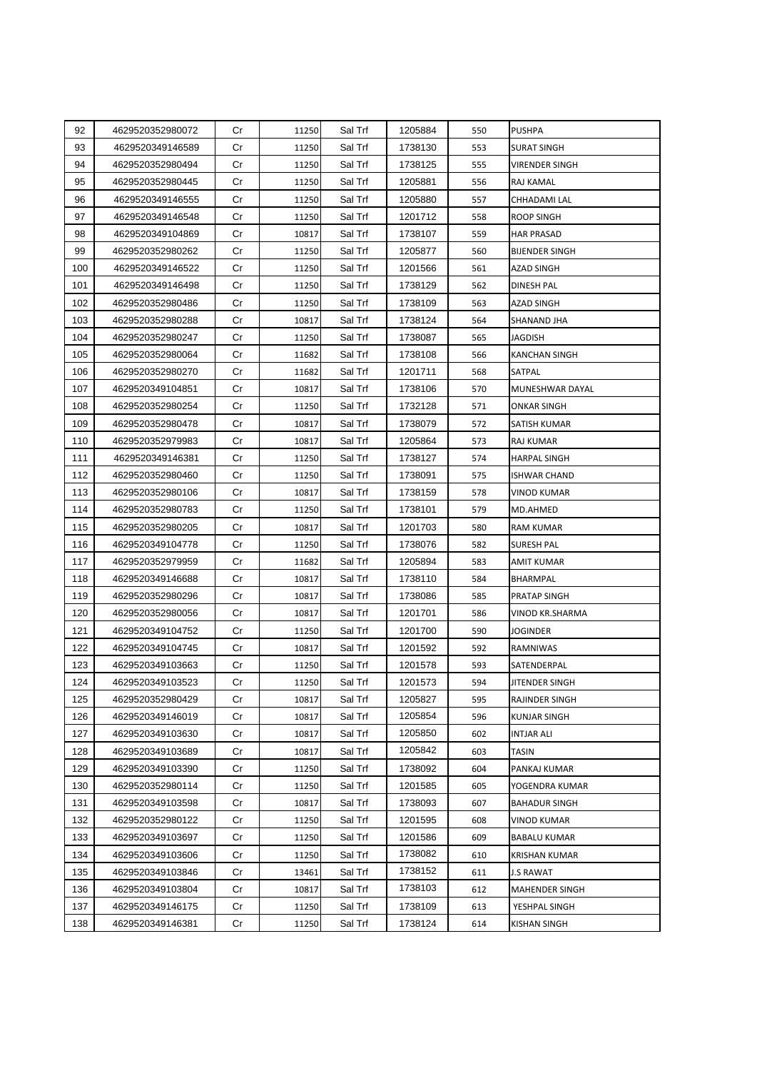| 92 | 4629520352980072 | Cr | 11250 | Sal Trf | 1205884 | 550 | PUSHPA |
|---|---|---|---|---|---|---|---|
| 93 | 4629520349146589 | Cr | 11250 | Sal Trf | 1738130 | 553 | SURAT SINGH |
| 94 | 4629520352980494 | Cr | 11250 | Sal Trf | 1738125 | 555 | VIRENDER SINGH |
| 95 | 4629520352980445 | Cr | 11250 | Sal Trf | 1205881 | 556 | RAJ KAMAL |
| 96 | 4629520349146555 | Cr | 11250 | Sal Trf | 1205880 | 557 | CHHADAMI LAL |
| 97 | 4629520349146548 | Cr | 11250 | Sal Trf | 1201712 | 558 | ROOP SINGH |
| 98 | 4629520349104869 | Cr | 10817 | Sal Trf | 1738107 | 559 | HAR PRASAD |
| 99 | 4629520352980262 | Cr | 11250 | Sal Trf | 1205877 | 560 | BIJENDER SINGH |
| 100 | 4629520349146522 | Cr | 11250 | Sal Trf | 1201566 | 561 | AZAD SINGH |
| 101 | 4629520349146498 | Cr | 11250 | Sal Trf | 1738129 | 562 | DINESH PAL |
| 102 | 4629520352980486 | Cr | 11250 | Sal Trf | 1738109 | 563 | AZAD SINGH |
| 103 | 4629520352980288 | Cr | 10817 | Sal Trf | 1738124 | 564 | SHANAND JHA |
| 104 | 4629520352980247 | Cr | 11250 | Sal Trf | 1738087 | 565 | JAGDISH |
| 105 | 4629520352980064 | Cr | 11682 | Sal Trf | 1738108 | 566 | KANCHAN SINGH |
| 106 | 4629520352980270 | Cr | 11682 | Sal Trf | 1201711 | 568 | SATPAL |
| 107 | 4629520349104851 | Cr | 10817 | Sal Trf | 1738106 | 570 | MUNESHWAR DAYAL |
| 108 | 4629520352980254 | Cr | 11250 | Sal Trf | 1732128 | 571 | ONKAR SINGH |
| 109 | 4629520352980478 | Cr | 10817 | Sal Trf | 1738079 | 572 | SATISH KUMAR |
| 110 | 4629520352979983 | Cr | 10817 | Sal Trf | 1205864 | 573 | RAJ KUMAR |
| 111 | 4629520349146381 | Cr | 11250 | Sal Trf | 1738127 | 574 | HARPAL SINGH |
| 112 | 4629520352980460 | Cr | 11250 | Sal Trf | 1738091 | 575 | ISHWAR CHAND |
| 113 | 4629520352980106 | Cr | 10817 | Sal Trf | 1738159 | 578 | VINOD KUMAR |
| 114 | 4629520352980783 | Cr | 11250 | Sal Trf | 1738101 | 579 | MD.AHMED |
| 115 | 4629520352980205 | Cr | 10817 | Sal Trf | 1201703 | 580 | RAM KUMAR |
| 116 | 4629520349104778 | Cr | 11250 | Sal Trf | 1738076 | 582 | SURESH PAL |
| 117 | 4629520352979959 | Cr | 11682 | Sal Trf | 1205894 | 583 | AMIT KUMAR |
| 118 | 4629520349146688 | Cr | 10817 | Sal Trf | 1738110 | 584 | BHARMPAL |
| 119 | 4629520352980296 | Cr | 10817 | Sal Trf | 1738086 | 585 | PRATAP SINGH |
| 120 | 4629520352980056 | Cr | 10817 | Sal Trf | 1201701 | 586 | VINOD KR.SHARMA |
| 121 | 4629520349104752 | Cr | 11250 | Sal Trf | 1201700 | 590 | JOGINDER |
| 122 | 4629520349104745 | Cr | 10817 | Sal Trf | 1201592 | 592 | RAMNIWAS |
| 123 | 4629520349103663 | Cr | 11250 | Sal Trf | 1201578 | 593 | SATENDERPAL |
| 124 | 4629520349103523 | Cr | 11250 | Sal Trf | 1201573 | 594 | JITENDER SINGH |
| 125 | 4629520352980429 | Cr | 10817 | Sal Trf | 1205827 | 595 | RAJINDER SINGH |
| 126 | 4629520349146019 | Cr | 10817 | Sal Trf | 1205854 | 596 | KUNJAR SINGH |
| 127 | 4629520349103630 | Cr | 10817 | Sal Trf | 1205850 | 602 | INTJAR ALI |
| 128 | 4629520349103689 | Cr | 10817 | Sal Trf | 1205842 | 603 | TASIN |
| 129 | 4629520349103390 | Cr | 11250 | Sal Trf | 1738092 | 604 | PANKAJ KUMAR |
| 130 | 4629520352980114 | Cr | 11250 | Sal Trf | 1201585 | 605 | YOGENDRA KUMAR |
| 131 | 4629520349103598 | Cr | 10817 | Sal Trf | 1738093 | 607 | BAHADUR SINGH |
| 132 | 4629520352980122 | Cr | 11250 | Sal Trf | 1201595 | 608 | VINOD KUMAR |
| 133 | 4629520349103697 | Cr | 11250 | Sal Trf | 1201586 | 609 | BABALU KUMAR |
| 134 | 4629520349103606 | Cr | 11250 | Sal Trf | 1738082 | 610 | KRISHAN KUMAR |
| 135 | 4629520349103846 | Cr | 13461 | Sal Trf | 1738152 | 611 | J.S RAWAT |
| 136 | 4629520349103804 | Cr | 10817 | Sal Trf | 1738103 | 612 | MAHENDER SINGH |
| 137 | 4629520349146175 | Cr | 11250 | Sal Trf | 1738109 | 613 | YESHPAL SINGH |
| 138 | 4629520349146381 | Cr | 11250 | Sal Trf | 1738124 | 614 | KISHAN SINGH |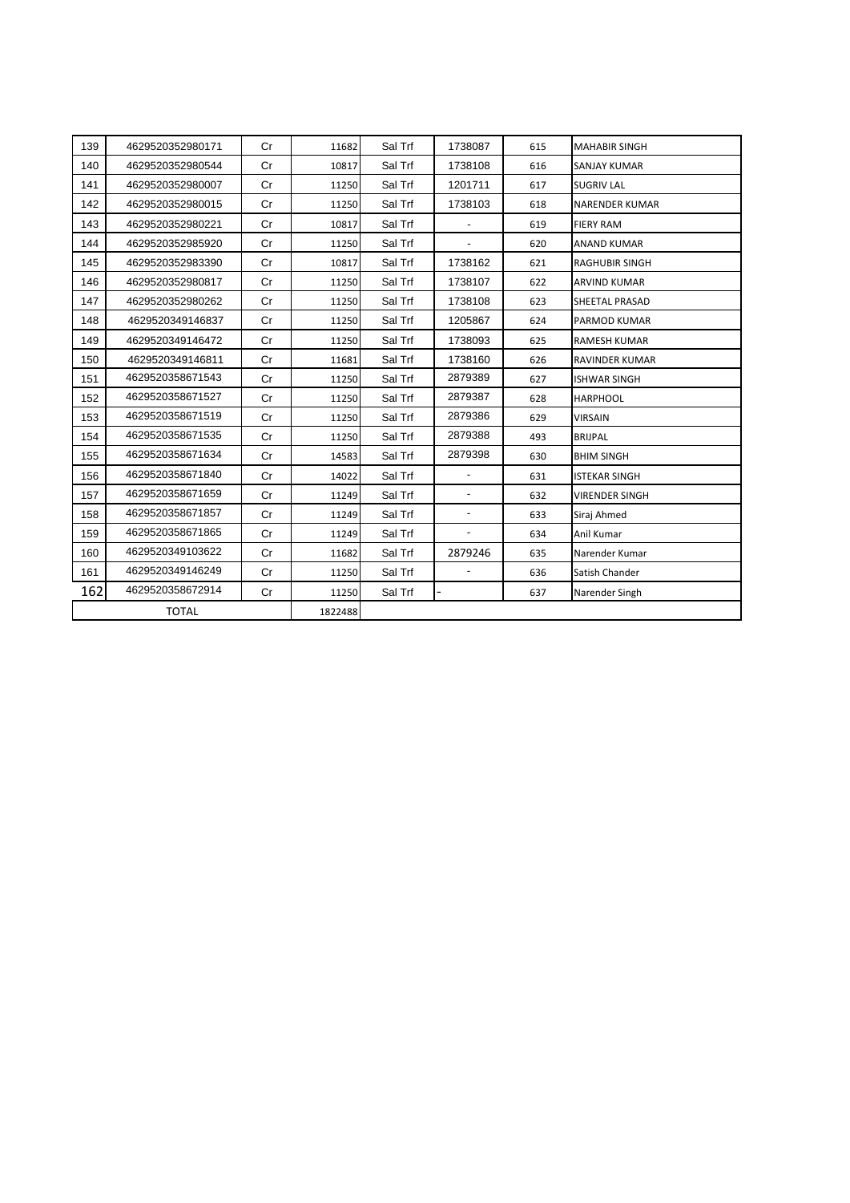| | | | | | | | |
|---|---|---|---|---|---|---|---|
| 139 | 4629520352980171 | Cr | 11682 | Sal Trf | 1738087 | 615 | MAHABIR SINGH |
| 140 | 4629520352980544 | Cr | 10817 | Sal Trf | 1738108 | 616 | SANJAY KUMAR |
| 141 | 4629520352980007 | Cr | 11250 | Sal Trf | 1201711 | 617 | SUGRIV LAL |
| 142 | 4629520352980015 | Cr | 11250 | Sal Trf | 1738103 | 618 | NARENDER KUMAR |
| 143 | 4629520352980221 | Cr | 10817 | Sal Trf | - | 619 | FIERY RAM |
| 144 | 4629520352985920 | Cr | 11250 | Sal Trf | - | 620 | ANAND KUMAR |
| 145 | 4629520352983390 | Cr | 10817 | Sal Trf | 1738162 | 621 | RAGHUBIR SINGH |
| 146 | 4629520352980817 | Cr | 11250 | Sal Trf | 1738107 | 622 | ARVIND KUMAR |
| 147 | 4629520352980262 | Cr | 11250 | Sal Trf | 1738108 | 623 | SHEETAL PRASAD |
| 148 | 4629520349146837 | Cr | 11250 | Sal Trf | 1205867 | 624 | PARMOD KUMAR |
| 149 | 4629520349146472 | Cr | 11250 | Sal Trf | 1738093 | 625 | RAMESH KUMAR |
| 150 | 4629520349146811 | Cr | 11681 | Sal Trf | 1738160 | 626 | RAVINDER KUMAR |
| 151 | 4629520358671543 | Cr | 11250 | Sal Trf | 2879389 | 627 | ISHWAR SINGH |
| 152 | 4629520358671527 | Cr | 11250 | Sal Trf | 2879387 | 628 | HARPHOOL |
| 153 | 4629520358671519 | Cr | 11250 | Sal Trf | 2879386 | 629 | VIRSAIN |
| 154 | 4629520358671535 | Cr | 11250 | Sal Trf | 2879388 | 493 | BRIJPAL |
| 155 | 4629520358671634 | Cr | 14583 | Sal Trf | 2879398 | 630 | BHIM SINGH |
| 156 | 4629520358671840 | Cr | 14022 | Sal Trf | - | 631 | ISTEKAR SINGH |
| 157 | 4629520358671659 | Cr | 11249 | Sal Trf | - | 632 | VIRENDER SINGH |
| 158 | 4629520358671857 | Cr | 11249 | Sal Trf | - | 633 | Siraj Ahmed |
| 159 | 4629520358671865 | Cr | 11249 | Sal Trf | - | 634 | Anil Kumar |
| 160 | 4629520349103622 | Cr | 11682 | Sal Trf | 2879246 | 635 | Narender Kumar |
| 161 | 4629520349146249 | Cr | 11250 | Sal Trf | - | 636 | Satish Chander |
| 162 | 4629520358672914 | Cr | 11250 | Sal Trf | - | 637 | Narender Singh |
| TOTAL | | | 1822488 | | | | |